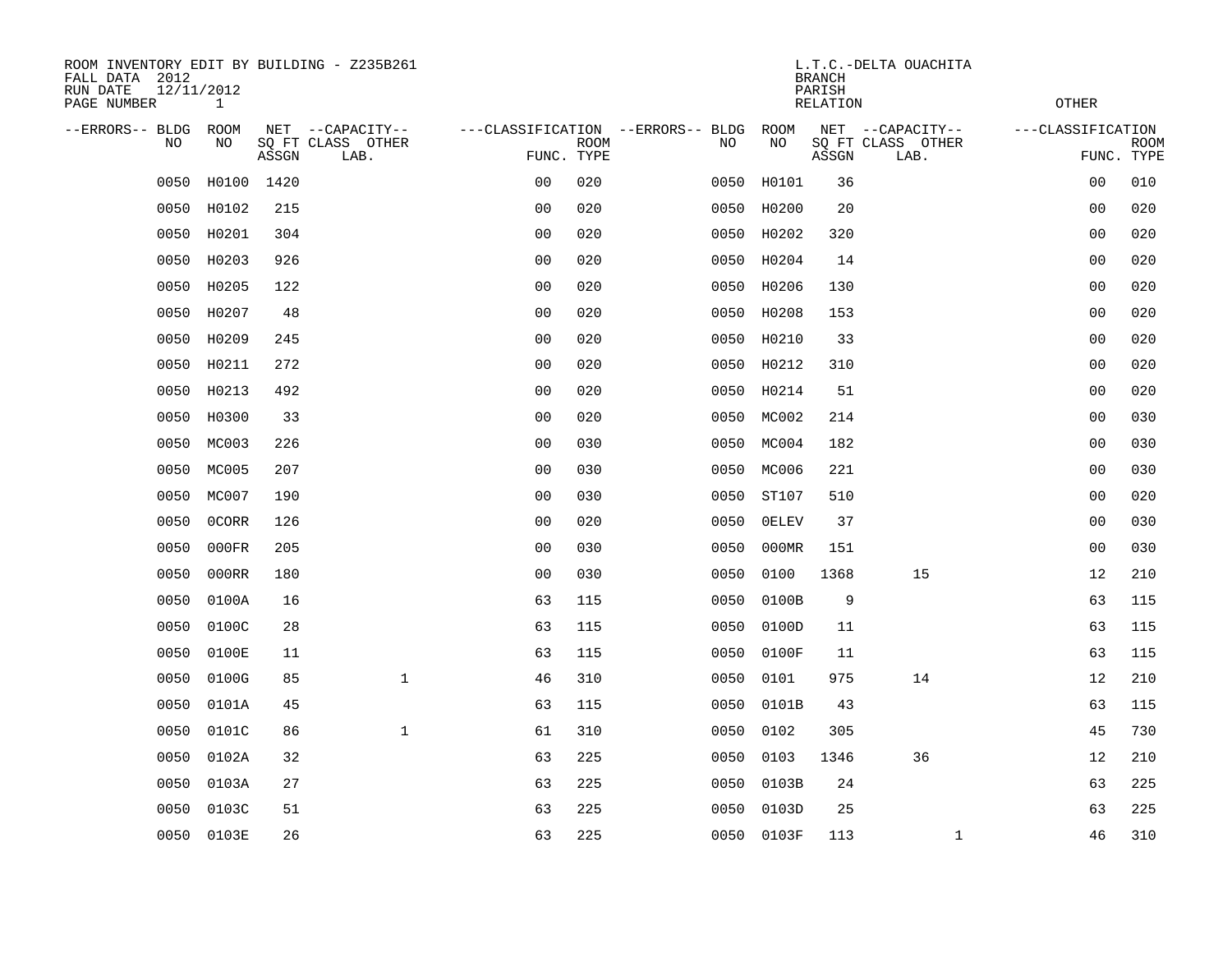ROOM INVENTORY EDIT BY BUILDING - Z235B261
FALL DATA 2012
RUN DATE 12/11/2012
PAGE NUMBER 1

L.T.C.-DELTA OUACHITA
BRANCH
PARISH
RELATION
OTHER

| --ERRORS-- | BLDG NO | ROOM NO | NET SQ FT ASSGN | --CAPACITY-- CLASS LAB. | OTHER | ---CLASSIFICATION FUNC. | ROOM TYPE | --ERRORS-- | BLDG NO | ROOM NO | NET SQ FT ASSGN | --CAPACITY-- CLASS LAB. | OTHER | ---CLASSIFICATION FUNC. | ROOM TYPE |
|---|---|---|---|---|---|---|---|---|---|---|---|---|---|---|---|
| | 0050 | H0100 | 1420 | | | 00 | 020 | | 0050 | H0101 | 36 | | | 00 | 010 |
| | 0050 | H0102 | 215 | | | 00 | 020 | | 0050 | H0200 | 20 | | | 00 | 020 |
| | 0050 | H0201 | 304 | | | 00 | 020 | | 0050 | H0202 | 320 | | | 00 | 020 |
| | 0050 | H0203 | 926 | | | 00 | 020 | | 0050 | H0204 | 14 | | | 00 | 020 |
| | 0050 | H0205 | 122 | | | 00 | 020 | | 0050 | H0206 | 130 | | | 00 | 020 |
| | 0050 | H0207 | 48 | | | 00 | 020 | | 0050 | H0208 | 153 | | | 00 | 020 |
| | 0050 | H0209 | 245 | | | 00 | 020 | | 0050 | H0210 | 33 | | | 00 | 020 |
| | 0050 | H0211 | 272 | | | 00 | 020 | | 0050 | H0212 | 310 | | | 00 | 020 |
| | 0050 | H0213 | 492 | | | 00 | 020 | | 0050 | H0214 | 51 | | | 00 | 020 |
| | 0050 | H0300 | 33 | | | 00 | 020 | | 0050 | MC002 | 214 | | | 00 | 030 |
| | 0050 | MC003 | 226 | | | 00 | 030 | | 0050 | MC004 | 182 | | | 00 | 030 |
| | 0050 | MC005 | 207 | | | 00 | 030 | | 0050 | MC006 | 221 | | | 00 | 030 |
| | 0050 | MC007 | 190 | | | 00 | 030 | | 0050 | ST107 | 510 | | | 00 | 020 |
| | 0050 | 0CORR | 126 | | | 00 | 020 | | 0050 | 0ELEV | 37 | | | 00 | 030 |
| | 0050 | 000FR | 205 | | | 00 | 030 | | 0050 | 000MR | 151 | | | 00 | 030 |
| | 0050 | 000RR | 180 | | | 00 | 030 | | 0050 | 0100 | 1368 | 15 | | 12 | 210 |
| | 0050 | 0100A | 16 | | | 63 | 115 | | 0050 | 0100B | 9 | | | 63 | 115 |
| | 0050 | 0100C | 28 | | | 63 | 115 | | 0050 | 0100D | 11 | | | 63 | 115 |
| | 0050 | 0100E | 11 | | | 63 | 115 | | 0050 | 0100F | 11 | | | 63 | 115 |
| | 0050 | 0100G | 85 | | 1 | 46 | 310 | | 0050 | 0101 | 975 | 14 | | 12 | 210 |
| | 0050 | 0101A | 45 | | | 63 | 115 | | 0050 | 0101B | 43 | | | 63 | 115 |
| | 0050 | 0101C | 86 | | 1 | 61 | 310 | | 0050 | 0102 | 305 | | | 45 | 730 |
| | 0050 | 0102A | 32 | | | 63 | 225 | | 0050 | 0103 | 1346 | 36 | | 12 | 210 |
| | 0050 | 0103A | 27 | | | 63 | 225 | | 0050 | 0103B | 24 | | | 63 | 225 |
| | 0050 | 0103C | 51 | | | 63 | 225 | | 0050 | 0103D | 25 | | | 63 | 225 |
| | 0050 | 0103E | 26 | | | 63 | 225 | | 0050 | 0103F | 113 | | 1 | 46 | 310 |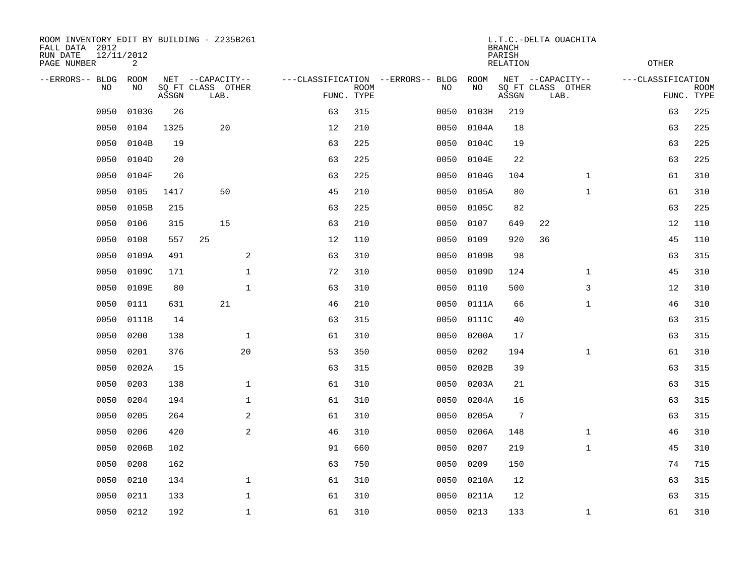ROOM INVENTORY EDIT BY BUILDING - Z235B261
FALL DATA 2012
RUN DATE 12/11/2012
PAGE NUMBER 2

L.T.C.-DELTA OUACHITA
BRANCH
PARISH
RELATION
OTHER

| --ERRORS-- | BLDG NO | ROOM NO | NET SQ FT ASSGN | --CAPACITY-- CLASS | LAB. | OTHER | ---CLASSIFICATION FUNC. | ROOM TYPE | --ERRORS-- | BLDG NO | ROOM NO | NET SQ FT ASSGN | --CAPACITY-- CLASS | LAB. | OTHER | ---CLASSIFICATION FUNC. | ROOM TYPE |
|---|---|---|---|---|---|---|---|---|---|---|---|---|---|---|---|---|---|
| | 0050 | 0103G | 26 | | | | 63 | 315 | | 0050 | 0103H | 219 | | | | 63 | 225 |
| | 0050 | 0104 | 1325 | | 20 | | 12 | 210 | | 0050 | 0104A | 18 | | | | 63 | 225 |
| | 0050 | 0104B | 19 | | | | 63 | 225 | | 0050 | 0104C | 19 | | | | 63 | 225 |
| | 0050 | 0104D | 20 | | | | 63 | 225 | | 0050 | 0104E | 22 | | | | 63 | 225 |
| | 0050 | 0104F | 26 | | | | 63 | 225 | | 0050 | 0104G | 104 | | | 1 | 61 | 310 |
| | 0050 | 0105 | 1417 | | 50 | | 45 | 210 | | 0050 | 0105A | 80 | | | 1 | 61 | 310 |
| | 0050 | 0105B | 215 | | | | 63 | 225 | | 0050 | 0105C | 82 | | | | 63 | 225 |
| | 0050 | 0106 | 315 | | 15 | | 63 | 210 | | 0050 | 0107 | 649 | 22 | | | 12 | 110 |
| | 0050 | 0108 | 557 | 25 | | | 12 | 110 | | 0050 | 0109 | 920 | 36 | | | 45 | 110 |
| | 0050 | 0109A | 491 | | | 2 | 63 | 310 | | 0050 | 0109B | 98 | | | | 63 | 315 |
| | 0050 | 0109C | 171 | | | 1 | 72 | 310 | | 0050 | 0109D | 124 | | | 1 | 45 | 310 |
| | 0050 | 0109E | 80 | | | 1 | 63 | 310 | | 0050 | 0110 | 500 | | | 3 | 12 | 310 |
| | 0050 | 0111 | 631 | | 21 | | 46 | 210 | | 0050 | 0111A | 66 | | | 1 | 46 | 310 |
| | 0050 | 0111B | 14 | | | | 63 | 315 | | 0050 | 0111C | 40 | | | | 63 | 315 |
| | 0050 | 0200 | 138 | | | 1 | 61 | 310 | | 0050 | 0200A | 17 | | | | 63 | 315 |
| | 0050 | 0201 | 376 | | | 20 | 53 | 350 | | 0050 | 0202 | 194 | | | 1 | 61 | 310 |
| | 0050 | 0202A | 15 | | | | 63 | 315 | | 0050 | 0202B | 39 | | | | 63 | 315 |
| | 0050 | 0203 | 138 | | | 1 | 61 | 310 | | 0050 | 0203A | 21 | | | | 63 | 315 |
| | 0050 | 0204 | 194 | | | 1 | 61 | 310 | | 0050 | 0204A | 16 | | | | 63 | 315 |
| | 0050 | 0205 | 264 | | | 2 | 61 | 310 | | 0050 | 0205A | 7 | | | | 63 | 315 |
| | 0050 | 0206 | 420 | | | 2 | 46 | 310 | | 0050 | 0206A | 148 | | | 1 | 46 | 310 |
| | 0050 | 0206B | 102 | | | | 91 | 660 | | 0050 | 0207 | 219 | | | 1 | 45 | 310 |
| | 0050 | 0208 | 162 | | | | 63 | 750 | | 0050 | 0209 | 150 | | | | 74 | 715 |
| | 0050 | 0210 | 134 | | | 1 | 61 | 310 | | 0050 | 0210A | 12 | | | | 63 | 315 |
| | 0050 | 0211 | 133 | | | 1 | 61 | 310 | | 0050 | 0211A | 12 | | | | 63 | 315 |
| | 0050 | 0212 | 192 | | | 1 | 61 | 310 | | 0050 | 0213 | 133 | | | 1 | 61 | 310 |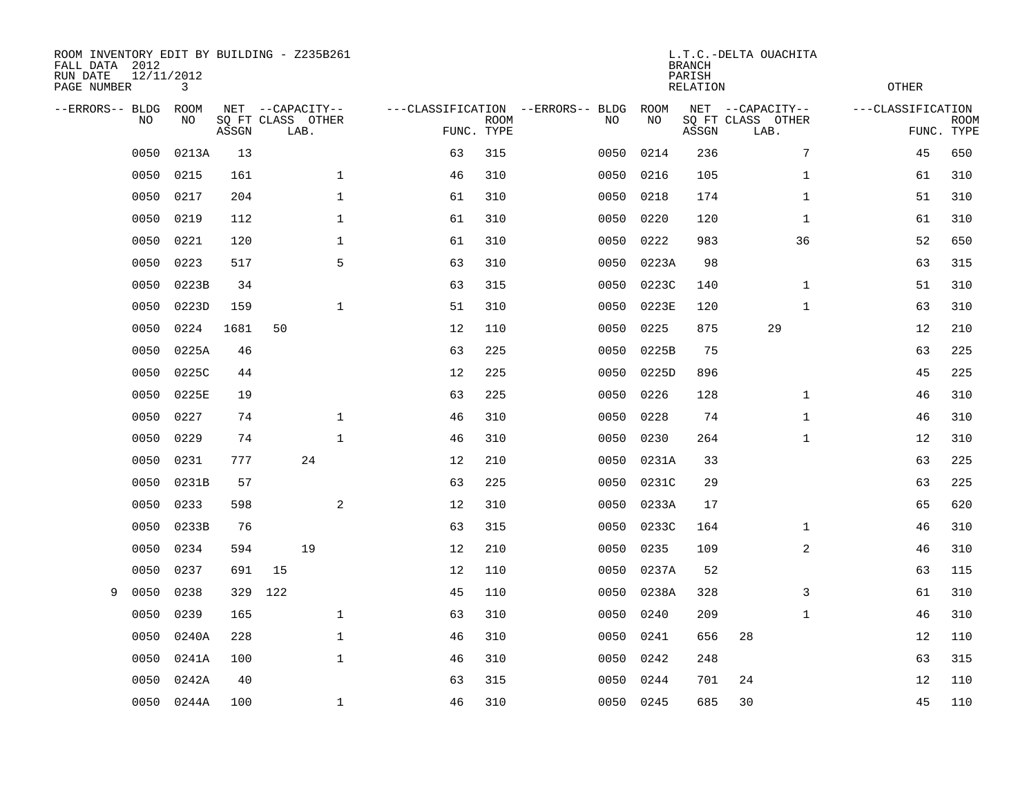ROOM INVENTORY EDIT BY BUILDING - Z235B261
FALL DATA 2012
RUN DATE 12/11/2012
PAGE NUMBER 3

L.T.C.-DELTA OUACHITA
BRANCH
PARISH
RELATION

OTHER

| --ERRORS-- | BLDG NO | ROOM NO | NET SQ FT ASSGN | CAPACITY CLASS LAB. | CAPACITY OTHER | CLASSIFICATION FUNC. | ROOM TYPE | --ERRORS-- | BLDG NO | ROOM NO | NET SQ FT ASSGN | CAPACITY CLASS LAB. | CAPACITY OTHER | CLASSIFICATION FUNC. | ROOM TYPE |
|---|---|---|---|---|---|---|---|---|---|---|---|---|---|---|---|
| | 0050 | 0213A | 13 | | | 63 | 315 | | 0050 | 0214 | 236 | | 7 | 45 | 650 |
| | 0050 | 0215 | 161 | | 1 | 46 | 310 | | 0050 | 0216 | 105 | | 1 | 61 | 310 |
| | 0050 | 0217 | 204 | | 1 | 61 | 310 | | 0050 | 0218 | 174 | | 1 | 51 | 310 |
| | 0050 | 0219 | 112 | | 1 | 61 | 310 | | 0050 | 0220 | 120 | | 1 | 61 | 310 |
| | 0050 | 0221 | 120 | | 1 | 61 | 310 | | 0050 | 0222 | 983 | | 36 | 52 | 650 |
| | 0050 | 0223 | 517 | | 5 | 63 | 310 | | 0050 | 0223A | 98 | | | 63 | 315 |
| | 0050 | 0223B | 34 | | | 63 | 315 | | 0050 | 0223C | 140 | | 1 | 51 | 310 |
| | 0050 | 0223D | 159 | | 1 | 51 | 310 | | 0050 | 0223E | 120 | | 1 | 63 | 310 |
| | 0050 | 0224 | 1681 | 50 | | 12 | 110 | | 0050 | 0225 | 875 | 29 | | 12 | 210 |
| | 0050 | 0225A | 46 | | | 63 | 225 | | 0050 | 0225B | 75 | | | 63 | 225 |
| | 0050 | 0225C | 44 | | | 12 | 225 | | 0050 | 0225D | 896 | | | 45 | 225 |
| | 0050 | 0225E | 19 | | | 63 | 225 | | 0050 | 0226 | 128 | | 1 | 46 | 310 |
| | 0050 | 0227 | 74 | | 1 | 46 | 310 | | 0050 | 0228 | 74 | | 1 | 46 | 310 |
| | 0050 | 0229 | 74 | | 1 | 46 | 310 | | 0050 | 0230 | 264 | | 1 | 12 | 310 |
| | 0050 | 0231 | 777 | 24 | | 12 | 210 | | 0050 | 0231A | 33 | | | 63 | 225 |
| | 0050 | 0231B | 57 | | | 63 | 225 | | 0050 | 0231C | 29 | | | 63 | 225 |
| | 0050 | 0233 | 598 | | 2 | 12 | 310 | | 0050 | 0233A | 17 | | | 65 | 620 |
| | 0050 | 0233B | 76 | | | 63 | 315 | | 0050 | 0233C | 164 | | 1 | 46 | 310 |
| | 0050 | 0234 | 594 | 19 | | 12 | 210 | | 0050 | 0235 | 109 | | 2 | 46 | 310 |
| | 0050 | 0237 | 691 | 15 | | 12 | 110 | | 0050 | 0237A | 52 | | | 63 | 115 |
| 9 | 0050 | 0238 | 329 | 122 | | 45 | 110 | | 0050 | 0238A | 328 | | 3 | 61 | 310 |
| | 0050 | 0239 | 165 | | 1 | 63 | 310 | | 0050 | 0240 | 209 | | 1 | 46 | 310 |
| | 0050 | 0240A | 228 | | 1 | 46 | 310 | | 0050 | 0241 | 656 | 28 | | 12 | 110 |
| | 0050 | 0241A | 100 | | 1 | 46 | 310 | | 0050 | 0242 | 248 | | | 63 | 315 |
| | 0050 | 0242A | 40 | | | 63 | 315 | | 0050 | 0244 | 701 | 24 | | 12 | 110 |
| | 0050 | 0244A | 100 | | 1 | 46 | 310 | | 0050 | 0245 | 685 | 30 | | 45 | 110 |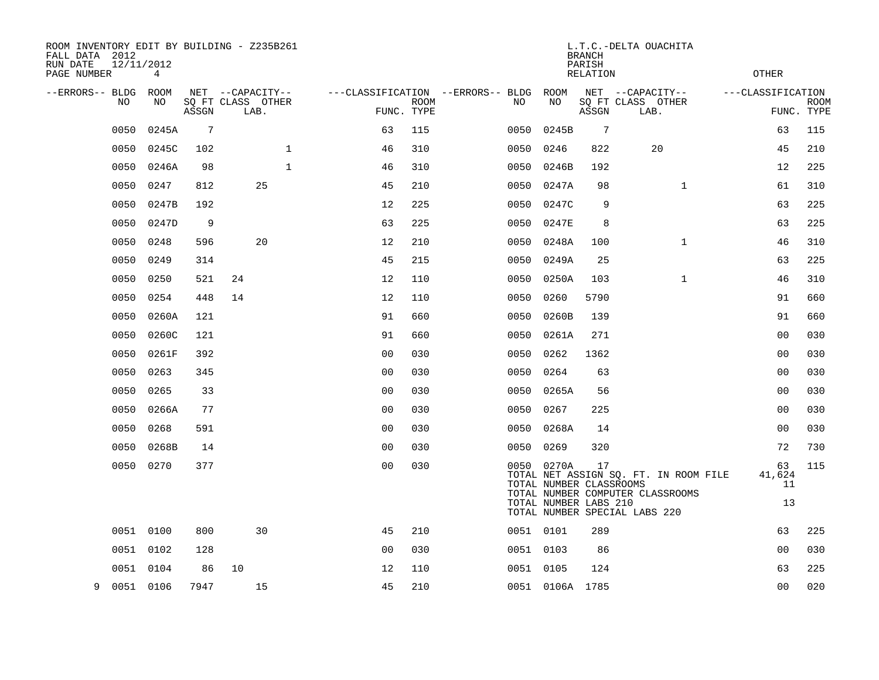ROOM INVENTORY EDIT BY BUILDING - Z235B261
FALL DATA 2012
RUN DATE 12/11/2012

L.T.C.-DELTA OUACHITA
BRANCH
PARISH
RELATION
OTHER

| --ERRORS-- | BLDG NO | ROOM NO | NET SQ FT ASSGN | CAPACITY CLASS | CAPACITY LAB. | CAPACITY OTHER | CLASSIFICATION FUNC. | ROOM TYPE | --ERRORS-- | BLDG NO | ROOM NO | NET SQ FT ASSGN | CAPACITY CLASS | CAPACITY LAB. | CAPACITY OTHER | CLASSIFICATION FUNC. | ROOM TYPE |
|---|---|---|---|---|---|---|---|---|---|---|---|---|---|---|---|---|---|
| | 0050 | 0245A | 7 | | | | 63 | 115 | | 0050 | 0245B | 7 | | | | 63 | 115 |
| | 0050 | 0245C | 102 | | | 1 | 46 | 310 | | 0050 | 0246 | 822 | | 20 | | 45 | 210 |
| | 0050 | 0246A | 98 | | | 1 | 46 | 310 | | 0050 | 0246B | 192 | | | | 12 | 225 |
| | 0050 | 0247 | 812 | | 25 | | 45 | 210 | | 0050 | 0247A | 98 | | | 1 | 61 | 310 |
| | 0050 | 0247B | 192 | | | | 12 | 225 | | 0050 | 0247C | 9 | | | | 63 | 225 |
| | 0050 | 0247D | 9 | | | | 63 | 225 | | 0050 | 0247E | 8 | | | | 63 | 225 |
| | 0050 | 0248 | 596 | | 20 | | 12 | 210 | | 0050 | 0248A | 100 | | | 1 | 46 | 310 |
| | 0050 | 0249 | 314 | | | | 45 | 215 | | 0050 | 0249A | 25 | | | | 63 | 225 |
| | 0050 | 0250 | 521 | 24 | | | 12 | 110 | | 0050 | 0250A | 103 | | | 1 | 46 | 310 |
| | 0050 | 0254 | 448 | 14 | | | 12 | 110 | | 0050 | 0260 | 5790 | | | | 91 | 660 |
| | 0050 | 0260A | 121 | | | | 91 | 660 | | 0050 | 0260B | 139 | | | | 91 | 660 |
| | 0050 | 0260C | 121 | | | | 91 | 660 | | 0050 | 0261A | 271 | | | | 00 | 030 |
| | 0050 | 0261F | 392 | | | | 00 | 030 | | 0050 | 0262 | 1362 | | | | 00 | 030 |
| | 0050 | 0263 | 345 | | | | 00 | 030 | | 0050 | 0264 | 63 | | | | 00 | 030 |
| | 0050 | 0265 | 33 | | | | 00 | 030 | | 0050 | 0265A | 56 | | | | 00 | 030 |
| | 0050 | 0266A | 77 | | | | 00 | 030 | | 0050 | 0267 | 225 | | | | 00 | 030 |
| | 0050 | 0268 | 591 | | | | 00 | 030 | | 0050 | 0268A | 14 | | | | 00 | 030 |
| | 0050 | 0268B | 14 | | | | 00 | 030 | | 0050 | 0269 | 320 | | | | 72 | 730 |
| | 0050 | 0270 | 377 | | | | 00 | 030 | | 0050 | 0270A | 17 | | | | 63 | 115 |
| | | | | | | | | | | TOTAL NET ASSIGN SQ. FT. IN ROOM FILE | | | | | | 41,624 | |
| | | | | | | | | | | TOTAL NUMBER CLASSROOMS | | | | | | 11 | |
| | | | | | | | | | | TOTAL NUMBER COMPUTER CLASSROOMS | | | | | | | |
| | | | | | | | | | | TOTAL NUMBER LABS 210 | | | | | | 13 | |
| | | | | | | | | | | TOTAL NUMBER SPECIAL LABS 220 | | | | | | | |
| | 0051 | 0100 | 800 | | 30 | | 45 | 210 | | 0051 | 0101 | 289 | | | | 63 | 225 |
| | 0051 | 0102 | 128 | | | | 00 | 030 | | 0051 | 0103 | 86 | | | | 00 | 030 |
| | 0051 | 0104 | 86 | 10 | | | 12 | 110 | | 0051 | 0105 | 124 | | | | 63 | 225 |
| 9 | 0051 | 0106 | 7947 | | 15 | | 45 | 210 | | 0051 | 0106A | 1785 | | | | 00 | 020 |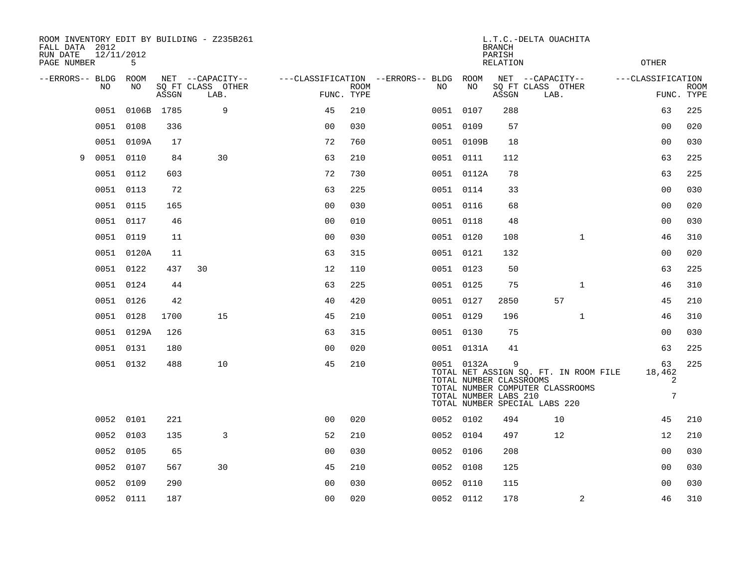ROOM INVENTORY EDIT BY BUILDING - Z235B261
FALL DATA 2012
RUN DATE 12/11/2012

L.T.C.-DELTA OUACHITA
BRANCH
PARISH
RELATION

OTHER

| --ERRORS-- | BLDG NO | ROOM NO | NET SQ FT ASSGN | CAPACITY CLASS LAB. | CAPACITY OTHER | CLASSIFICATION FUNC. | ROOM TYPE | --ERRORS-- | BLDG NO | ROOM NO | NET SQ FT ASSGN | CAPACITY CLASS LAB. | CAPACITY OTHER | CLASSIFICATION FUNC. | ROOM TYPE |
|---|---|---|---|---|---|---|---|---|---|---|---|---|---|---|---|
| | 0051 | 0106B | 1785 | | 9 | 45 | 210 | | 0051 | 0107 | 288 | | | 63 | 225 |
| | 0051 | 0108 | 336 | | | 00 | 030 | | 0051 | 0109 | 57 | | | 00 | 020 |
| | 0051 | 0109A | 17 | | | 72 | 760 | | 0051 | 0109B | 18 | | | 00 | 030 |
| 9 | 0051 | 0110 | 84 | | 30 | 63 | 210 | | 0051 | 0111 | 112 | | | 63 | 225 |
| | 0051 | 0112 | 603 | | | 72 | 730 | | 0051 | 0112A | 78 | | | 63 | 225 |
| | 0051 | 0113 | 72 | | | 63 | 225 | | 0051 | 0114 | 33 | | | 00 | 030 |
| | 0051 | 0115 | 165 | | | 00 | 030 | | 0051 | 0116 | 68 | | | 00 | 020 |
| | 0051 | 0117 | 46 | | | 00 | 010 | | 0051 | 0118 | 48 | | | 00 | 030 |
| | 0051 | 0119 | 11 | | | 00 | 030 | | 0051 | 0120 | 108 | | 1 | 46 | 310 |
| | 0051 | 0120A | 11 | | | 63 | 315 | | 0051 | 0121 | 132 | | | 00 | 020 |
| | 0051 | 0122 | 437 | 30 | | 12 | 110 | | 0051 | 0123 | 50 | | | 63 | 225 |
| | 0051 | 0124 | 44 | | | 63 | 225 | | 0051 | 0125 | 75 | | 1 | 46 | 310 |
| | 0051 | 0126 | 42 | | | 40 | 420 | | 0051 | 0127 | 2850 | 57 | | 45 | 210 |
| | 0051 | 0128 | 1700 | | 15 | 45 | 210 | | 0051 | 0129 | 196 | | 1 | 46 | 310 |
| | 0051 | 0129A | 126 | | | 63 | 315 | | 0051 | 0130 | 75 | | | 00 | 030 |
| | 0051 | 0131 | 180 | | | 00 | 020 | | 0051 | 0131A | 41 | | | 63 | 225 |
| | 0051 | 0132 | 488 | | 10 | 45 | 210 | | 0051 | 0132A | 9 | | | 63 | 225 |
| | | | | | | | | | TOTAL NET ASSIGN SQ. FT. IN ROOM FILE | | | | | 18,462 | |
| | | | | | | | | | TOTAL NUMBER CLASSROOMS | | | | | 2 | |
| | | | | | | | | | TOTAL NUMBER COMPUTER CLASSROOMS | | | | | | |
| | | | | | | | | | TOTAL NUMBER LABS 210 | | | | | 7 | |
| | | | | | | | | | TOTAL NUMBER SPECIAL LABS 220 | | | | | | |
| | 0052 | 0101 | 221 | | | 00 | 020 | | 0052 | 0102 | 494 | 10 | | 45 | 210 |
| | 0052 | 0103 | 135 | | 3 | 52 | 210 | | 0052 | 0104 | 497 | 12 | | 12 | 210 |
| | 0052 | 0105 | 65 | | | 00 | 030 | | 0052 | 0106 | 208 | | | 00 | 030 |
| | 0052 | 0107 | 567 | | 30 | 45 | 210 | | 0052 | 0108 | 125 | | | 00 | 030 |
| | 0052 | 0109 | 290 | | | 00 | 030 | | 0052 | 0110 | 115 | | | 00 | 030 |
| | 0052 | 0111 | 187 | | | 00 | 020 | | 0052 | 0112 | 178 | | 2 | 46 | 310 |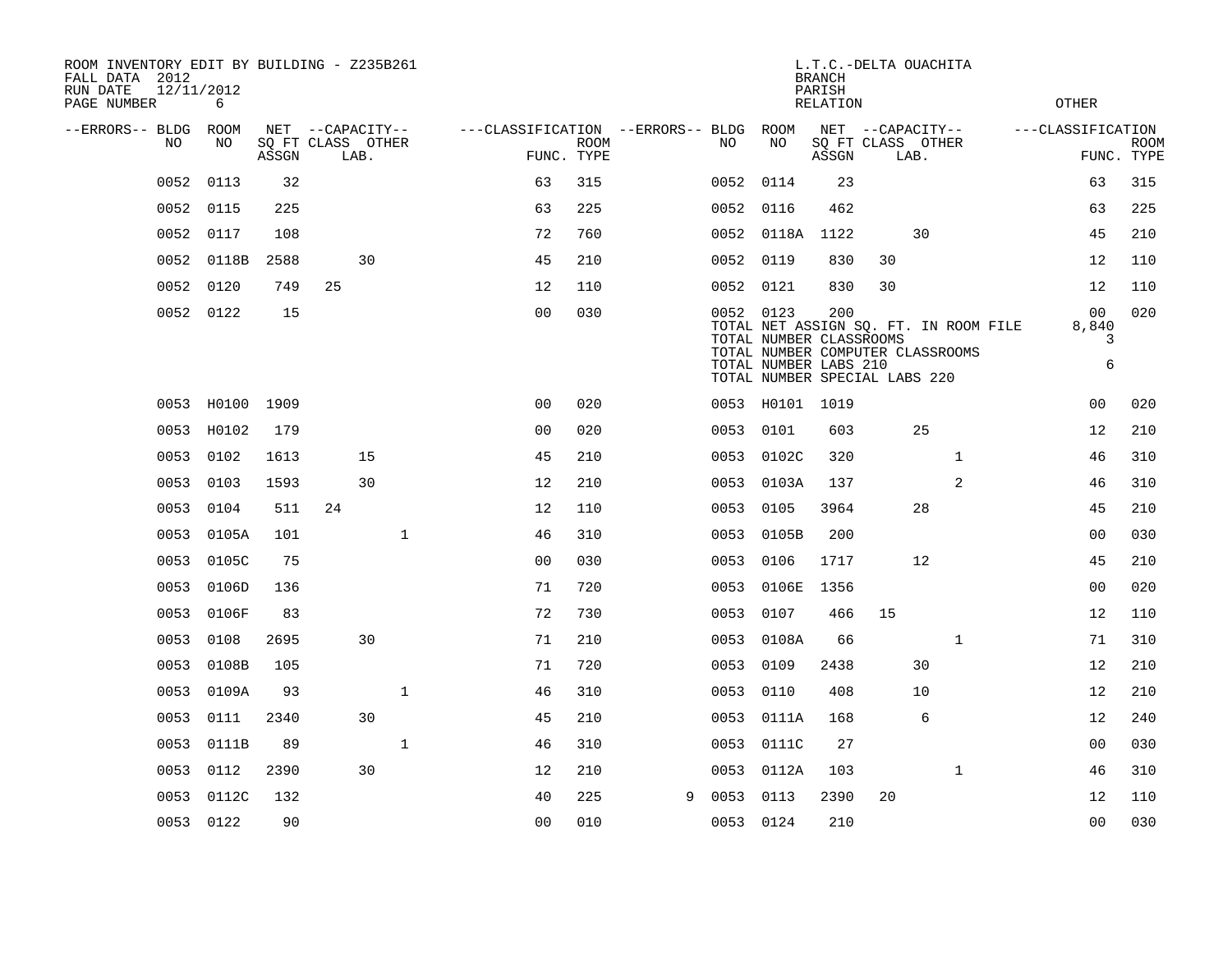ROOM INVENTORY EDIT BY BUILDING - Z235B261
FALL DATA 2012
RUN DATE 12/11/2012
PAGE NUMBER 6

L.T.C.-DELTA OUACHITA
BRANCH
PARISH
RELATION
OTHER

| --ERRORS-- | BLDG NO | ROOM NO | NET SQ FT ASSGN | CAPACITY CLASS | CAPACITY LAB. | CAPACITY OTHER | CLASSIFICATION FUNC. | ROOM TYPE | --ERRORS-- | BLDG NO | ROOM NO | NET SQ FT ASSGN | CAPACITY CLASS | CAPACITY LAB. | CAPACITY OTHER | CLASSIFICATION FUNC. | ROOM TYPE |
|---|---|---|---|---|---|---|---|---|---|---|---|---|---|---|---|---|---|
| | 0052 | 0113 | 32 | | | | 63 | 315 | | 0052 | 0114 | 23 | | | | 63 | 315 |
| | 0052 | 0115 | 225 | | | | 63 | 225 | | 0052 | 0116 | 462 | | | | 63 | 225 |
| | 0052 | 0117 | 108 | | | | 72 | 760 | | 0052 | 0118A | 1122 | | 30 | | 45 | 210 |
| | 0052 | 0118B | 2588 | | 30 | | 45 | 210 | | 0052 | 0119 | 830 | 30 | | | 12 | 110 |
| | 0052 | 0120 | 749 | 25 | | | 12 | 110 | | 0052 | 0121 | 830 | 30 | | | 12 | 110 |
| | 0052 | 0122 | 15 | | | | 00 | 030 | | 0052 | 0123 | 200 | | | | 00 | 020 |

TOTAL NET ASSIGN SQ. FT. IN ROOM FILE 8,840
TOTAL NUMBER CLASSROOMS 3
TOTAL NUMBER COMPUTER CLASSROOMS
TOTAL NUMBER LABS 210 6
TOTAL NUMBER SPECIAL LABS 220

| --ERRORS-- | BLDG NO | ROOM NO | NET SQ FT ASSGN | CAPACITY CLASS | CAPACITY LAB. | CAPACITY OTHER | CLASSIFICATION FUNC. | ROOM TYPE | --ERRORS-- | BLDG NO | ROOM NO | NET SQ FT ASSGN | CAPACITY CLASS | CAPACITY LAB. | CAPACITY OTHER | CLASSIFICATION FUNC. | ROOM TYPE |
|---|---|---|---|---|---|---|---|---|---|---|---|---|---|---|---|---|---|
| | 0053 | H0100 | 1909 | | | | 00 | 020 | | 0053 | H0101 | 1019 | | | | 00 | 020 |
| | 0053 | H0102 | 179 | | | | 00 | 020 | | 0053 | 0101 | 603 | | 25 | | 12 | 210 |
| | 0053 | 0102 | 1613 | | 15 | | 45 | 210 | | 0053 | 0102C | 320 | | | 1 | 46 | 310 |
| | 0053 | 0103 | 1593 | | 30 | | 12 | 210 | | 0053 | 0103A | 137 | | | 2 | 46 | 310 |
| | 0053 | 0104 | 511 | 24 | | | 12 | 110 | | 0053 | 0105 | 3964 | | 28 | | 45 | 210 |
| | 0053 | 0105A | 101 | | | 1 | 46 | 310 | | 0053 | 0105B | 200 | | | | 00 | 030 |
| | 0053 | 0105C | 75 | | | | 00 | 030 | | 0053 | 0106 | 1717 | | 12 | | 45 | 210 |
| | 0053 | 0106D | 136 | | | | 71 | 720 | | 0053 | 0106E | 1356 | | | | 00 | 020 |
| | 0053 | 0106F | 83 | | | | 72 | 730 | | 0053 | 0107 | 466 | 15 | | | 12 | 110 |
| | 0053 | 0108 | 2695 | | 30 | | 71 | 210 | | 0053 | 0108A | 66 | | | 1 | 71 | 310 |
| | 0053 | 0108B | 105 | | | | 71 | 720 | | 0053 | 0109 | 2438 | | 30 | | 12 | 210 |
| | 0053 | 0109A | 93 | | | 1 | 46 | 310 | | 0053 | 0110 | 408 | | 10 | | 12 | 210 |
| | 0053 | 0111 | 2340 | | 30 | | 45 | 210 | | 0053 | 0111A | 168 | | 6 | | 12 | 240 |
| | 0053 | 0111B | 89 | | | 1 | 46 | 310 | | 0053 | 0111C | 27 | | | | 00 | 030 |
| | 0053 | 0112 | 2390 | | 30 | | 12 | 210 | | 0053 | 0112A | 103 | | | 1 | 46 | 310 |
| | 0053 | 0112C | 132 | | | | 40 | 225 | 9 | 0053 | 0113 | 2390 | 20 | | | 12 | 110 |
| | 0053 | 0122 | 90 | | | | 00 | 010 | | 0053 | 0124 | 210 | | | | 00 | 030 |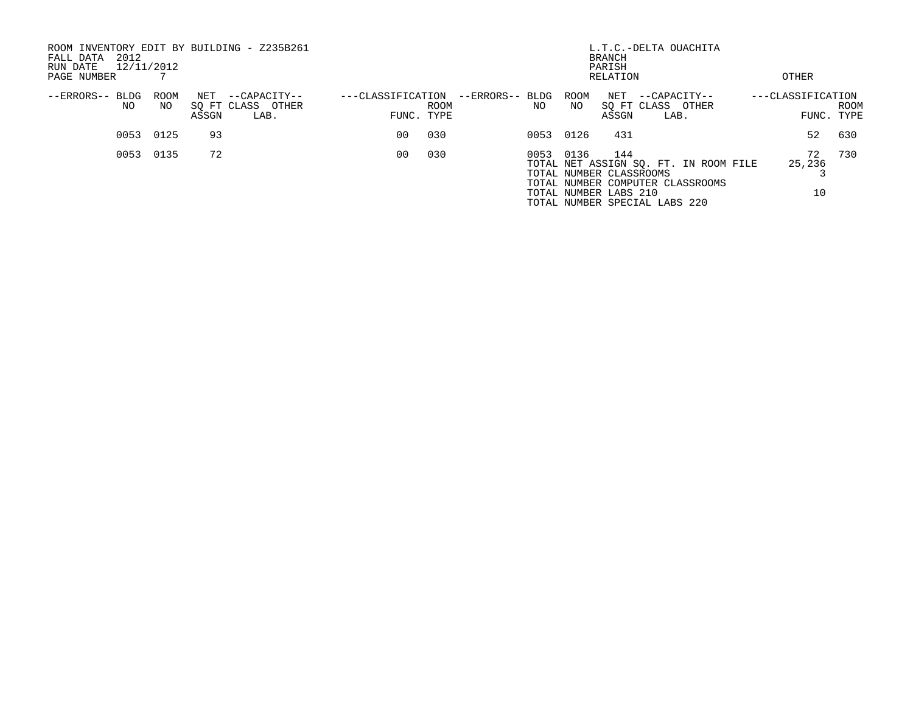ROOM INVENTORY EDIT BY BUILDING - Z235B261
FALL DATA 2012
RUN DATE 12/11/2012
PAGE NUMBER 7

L.T.C.-DELTA OUACHITA
BRANCH
PARISH
RELATION
OTHER

| --ERRORS-- | BLDG NO | ROOM NO | NET SQ FT ASSGN | --CAPACITY-- CLASS | OTHER LAB. | ---CLASSIFICATION FUNC. | ROOM TYPE | --ERRORS-- | BLDG NO | ROOM NO | NET SQ FT ASSGN | --CAPACITY-- CLASS | OTHER LAB. | ---CLASSIFICATION FUNC. | ROOM TYPE |
|---|---|---|---|---|---|---|---|---|---|---|---|---|---|---|---|
| | 0053 | 0125 | 93 | | | 00 | 030 | | 0053 | 0126 | 431 | | | 52 | 630 |
| | 0053 | 0135 | 72 | | | 00 | 030 | | 0053 | 0136 | 144 | | | 72 | 730 |

TOTAL NET ASSIGN SQ. FT. IN ROOM FILE 25,236
TOTAL NUMBER CLASSROOMS 3
TOTAL NUMBER COMPUTER CLASSROOMS
TOTAL NUMBER LABS 210 10
TOTAL NUMBER SPECIAL LABS 220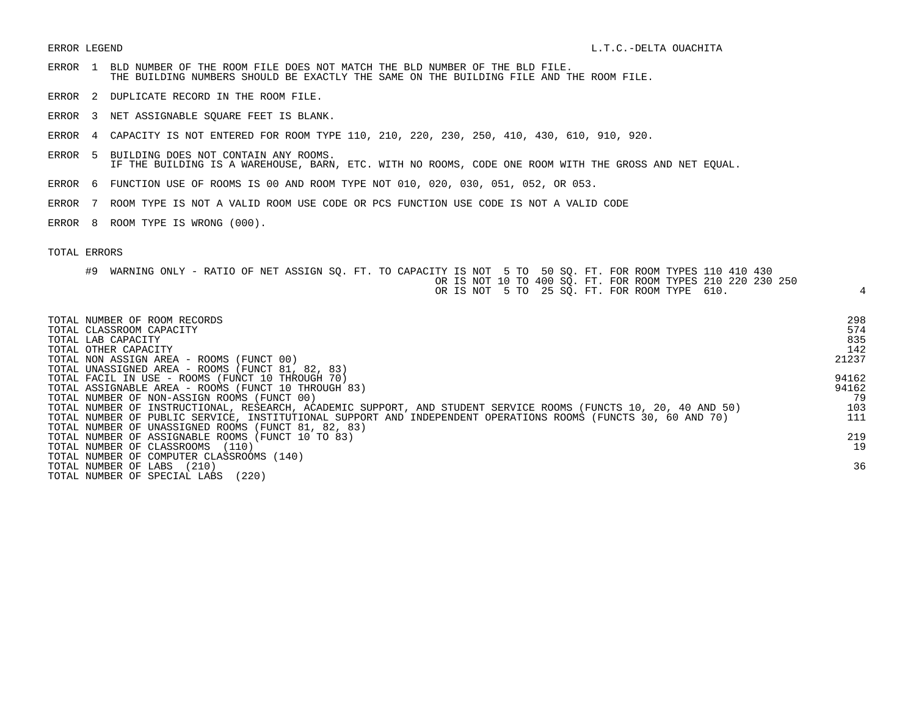ERROR LEGEND

L.T.C.-DELTA OUACHITA

ERROR 1 BLD NUMBER OF THE ROOM FILE DOES NOT MATCH THE BLD NUMBER OF THE BLD FILE.
THE BUILDING NUMBERS SHOULD BE EXACTLY THE SAME ON THE BUILDING FILE AND THE ROOM FILE.

ERROR 2 DUPLICATE RECORD IN THE ROOM FILE.

ERROR 3 NET ASSIGNABLE SQUARE FEET IS BLANK.

ERROR 4 CAPACITY IS NOT ENTERED FOR ROOM TYPE 110, 210, 220, 230, 250, 410, 430, 610, 910, 920.

ERROR 5 BUILDING DOES NOT CONTAIN ANY ROOMS.
IF THE BUILDING IS A WAREHOUSE, BARN, ETC. WITH NO ROOMS, CODE ONE ROOM WITH THE GROSS AND NET EQUAL.

ERROR 6 FUNCTION USE OF ROOMS IS 00 AND ROOM TYPE NOT 010, 020, 030, 051, 052, OR 053.

ERROR 7 ROOM TYPE IS NOT A VALID ROOM USE CODE OR PCS FUNCTION USE CODE IS NOT A VALID CODE

ERROR 8 ROOM TYPE IS WRONG (000).

TOTAL ERRORS

#9 WARNING ONLY - RATIO OF NET ASSIGN SQ. FT. TO CAPACITY IS NOT 5 TO 50 SQ. FT. FOR ROOM TYPES 110 410 430
OR IS NOT 10 TO 400 SQ. FT. FOR ROOM TYPES 210 220 230 250
OR IS NOT 5 TO 25 SQ. FT. FOR ROOM TYPE 610. — 4

| | |
|---|---|
| TOTAL NUMBER OF ROOM RECORDS | 298 |
| TOTAL CLASSROOM CAPACITY | 574 |
| TOTAL LAB CAPACITY | 835 |
| TOTAL OTHER CAPACITY | 142 |
| TOTAL NON ASSIGN AREA - ROOMS (FUNCT 00) | 21237 |
| TOTAL UNASSIGNED AREA - ROOMS (FUNCT 81, 82, 83) | |
| TOTAL FACIL IN USE - ROOMS (FUNCT 10 THROUGH 70) | 94162 |
| TOTAL ASSIGNABLE AREA - ROOMS (FUNCT 10 THROUGH 83) | 94162 |
| TOTAL NUMBER OF NON-ASSIGN ROOMS (FUNCT 00) | 79 |
| TOTAL NUMBER OF INSTRUCTIONAL, RESEARCH, ACADEMIC SUPPORT, AND STUDENT SERVICE ROOMS (FUNCTS 10, 20, 40 AND 50) | 103 |
| TOTAL NUMBER OF PUBLIC SERVICE, INSTITUTIONAL SUPPORT AND INDEPENDENT OPERATIONS ROOMS (FUNCTS 30, 60 AND 70) | 111 |
| TOTAL NUMBER OF UNASSIGNED ROOMS (FUNCT 81, 82, 83) | |
| TOTAL NUMBER OF ASSIGNABLE ROOMS (FUNCT 10 TO 83) | 219 |
| TOTAL NUMBER OF CLASSROOMS (110) | 19 |
| TOTAL NUMBER OF COMPUTER CLASSROOMS (140) | |
| TOTAL NUMBER OF LABS (210) | 36 |
| TOTAL NUMBER OF SPECIAL LABS (220) | |